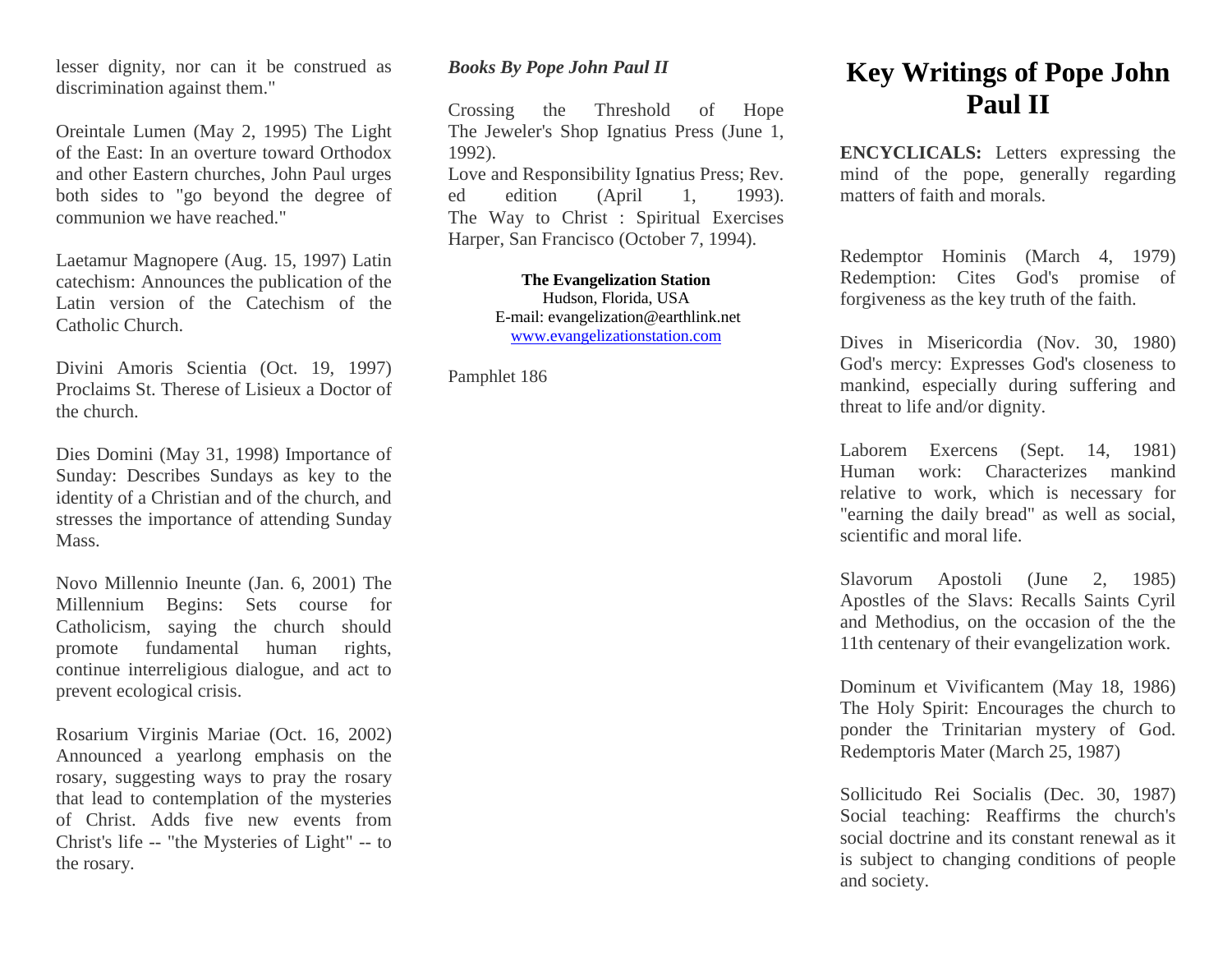lesser dignity, nor can it be construed as discrimination against them."

Oreintale Lumen (May 2, 1995) The Light of the East: In an overture toward Orthodox and other Eastern churches, John Paul urges both sides to "go beyond the degree of communion we have reached."

Laetamur Magnopere (Aug. 15, 1997) Latin catechism: Announces the publication of the Latin version of the Catechism of the Catholic Church.

Divini Amoris Scientia (Oct. 19, 1997) Proclaims St. Therese of Lisieux a Doctor of the church.

Dies Domini (May 31, 1998) Importance of Sunday: Describes Sundays as key to the identity of a Christian and of the church, and stresses the importance of attending Sunday Mass.

Novo Millennio Ineunte (Jan. 6, 2001) The Millennium Begins: Sets course for Catholicism, saying the church should promote fundamental human rights, continue interreligious dialogue, and act to prevent ecological crisis.

Rosarium Virginis Mariae (Oct. 16, 2002) Announced a yearlong emphasis on the rosary, suggesting ways to pray the rosary that lead to contemplation of the mysteries of Christ. Adds five new events from Christ's life -- "the Mysteries of Light" -- to the rosary.

*Books By Pope John Paul II*

Crossing the Threshold of Hope
The Jeweler's Shop Ignatius Press (June 1, 1992).
Love and Responsibility Ignatius Press; Rev. ed edition (April 1, 1993).
The Way to Christ : Spiritual Exercises Harper, San Francisco (October 7, 1994).

**The Evangelization Station**
Hudson, Florida, USA
E-mail: evangelization@earthlink.net
www.evangelizationstation.com

Pamphlet 186

# Key Writings of Pope John Paul II

**ENCYCLICALS:** Letters expressing the mind of the pope, generally regarding matters of faith and morals.

Redemptor Hominis (March 4, 1979) Redemption: Cites God's promise of forgiveness as the key truth of the faith.

Dives in Misericordia (Nov. 30, 1980) God's mercy: Expresses God's closeness to mankind, especially during suffering and threat to life and/or dignity.

Laborem Exercens (Sept. 14, 1981) Human work: Characterizes mankind relative to work, which is necessary for "earning the daily bread" as well as social, scientific and moral life.

Slavorum Apostoli (June 2, 1985) Apostles of the Slavs: Recalls Saints Cyril and Methodius, on the occasion of the the 11th centenary of their evangelization work.

Dominum et Vivificantem (May 18, 1986) The Holy Spirit: Encourages the church to ponder the Trinitarian mystery of God. Redemptoris Mater (March 25, 1987)

Sollicitudo Rei Socialis (Dec. 30, 1987) Social teaching: Reaffirms the church's social doctrine and its constant renewal as it is subject to changing conditions of people and society.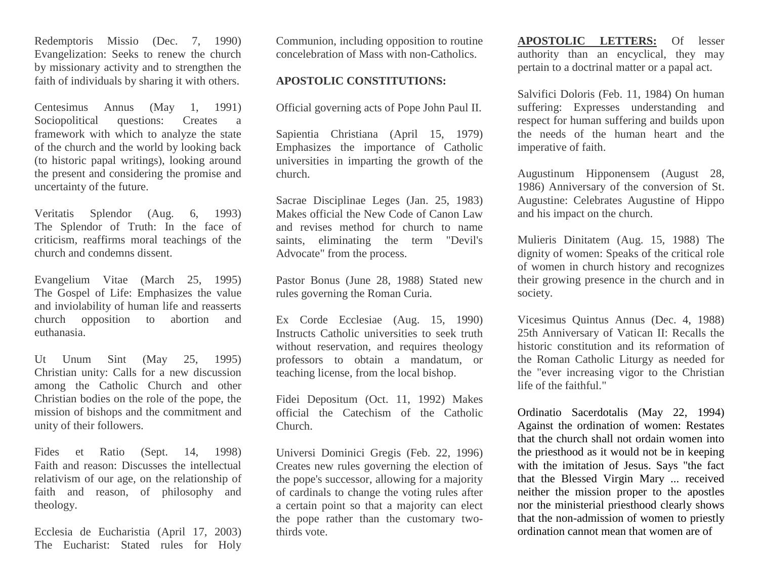Redemptoris Missio (Dec. 7, 1990) Evangelization: Seeks to renew the church by missionary activity and to strengthen the faith of individuals by sharing it with others.

Centesimus Annus (May 1, 1991) Sociopolitical questions: Creates a framework with which to analyze the state of the church and the world by looking back (to historic papal writings), looking around the present and considering the promise and uncertainty of the future.

Veritatis Splendor (Aug. 6, 1993) The Splendor of Truth: In the face of criticism, reaffirms moral teachings of the church and condemns dissent.

Evangelium Vitae (March 25, 1995) The Gospel of Life: Emphasizes the value and inviolability of human life and reasserts church opposition to abortion and euthanasia.

Ut Unum Sint (May 25, 1995) Christian unity: Calls for a new discussion among the Catholic Church and other Christian bodies on the role of the pope, the mission of bishops and the commitment and unity of their followers.

Fides et Ratio (Sept. 14, 1998) Faith and reason: Discusses the intellectual relativism of our age, on the relationship of faith and reason, of philosophy and theology.

Ecclesia de Eucharistia (April 17, 2003) The Eucharist: Stated rules for Holy Communion, including opposition to routine concelebration of Mass with non-Catholics.

**APOSTOLIC CONSTITUTIONS:**

Official governing acts of Pope John Paul II.

Sapientia Christiana (April 15, 1979) Emphasizes the importance of Catholic universities in imparting the growth of the church.

Sacrae Disciplinae Leges (Jan. 25, 1983) Makes official the New Code of Canon Law and revises method for church to name saints, eliminating the term "Devil's Advocate" from the process.

Pastor Bonus (June 28, 1988) Stated new rules governing the Roman Curia.

Ex Corde Ecclesiae (Aug. 15, 1990) Instructs Catholic universities to seek truth without reservation, and requires theology professors to obtain a mandatum, or teaching license, from the local bishop.

Fidei Depositum (Oct. 11, 1992) Makes official the Catechism of the Catholic Church.

Universi Dominici Gregis (Feb. 22, 1996) Creates new rules governing the election of the pope's successor, allowing for a majority of cardinals to change the voting rules after a certain point so that a majority can elect the pope rather than the customary two-thirds vote.

**APOSTOLIC LETTERS:** Of lesser authority than an encyclical, they may pertain to a doctrinal matter or a papal act.

Salvifici Doloris (Feb. 11, 1984) On human suffering: Expresses understanding and respect for human suffering and builds upon the needs of the human heart and the imperative of faith.

Augustinum Hipponensem (August 28, 1986) Anniversary of the conversion of St. Augustine: Celebrates Augustine of Hippo and his impact on the church.

Mulieris Dinitatem (Aug. 15, 1988) The dignity of women: Speaks of the critical role of women in church history and recognizes their growing presence in the church and in society.

Vicesimus Quintus Annus (Dec. 4, 1988) 25th Anniversary of Vatican II: Recalls the historic constitution and its reformation of the Roman Catholic Liturgy as needed for the "ever increasing vigor to the Christian life of the faithful."

Ordinatio Sacerdotalis (May 22, 1994) Against the ordination of women: Restates that the church shall not ordain women into the priesthood as it would not be in keeping with the imitation of Jesus. Says "the fact that the Blessed Virgin Mary ... received neither the mission proper to the apostles nor the ministerial priesthood clearly shows that the non-admission of women to priestly ordination cannot mean that women are of